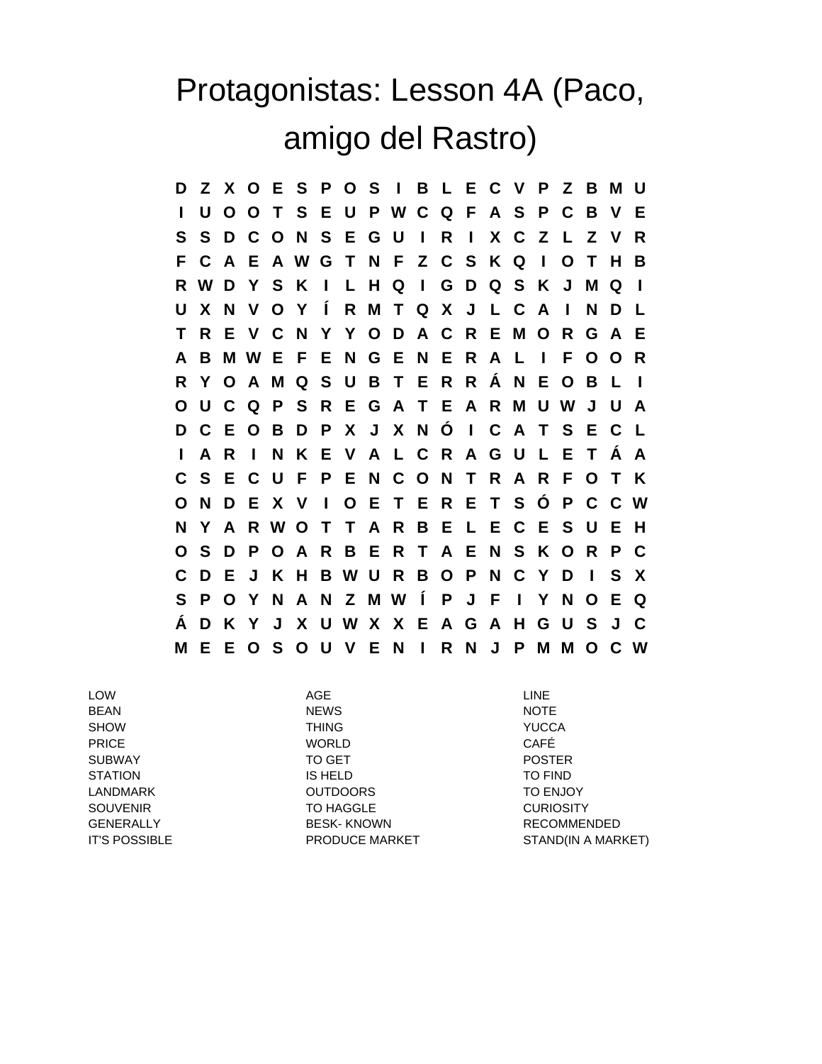# Protagonistas: Lesson 4A (Paco, amigo del Rastro)

```
D Z X O E S P O S I B L E C V P Z B M U
I U O O T S E U P W C Q F A S P C B V E
S S D C O N S E G U I R I X C Z L Z V R
F C A E A W G T N F Z C S K Q I O T H B
R W D Y S K I L H Q I G D Q S K J M Q I
U X N V O Y Í R M T Q X J L C A I N D L
T R E V C N Y Y O D A C R E M O R G A E
A B M W E F E N G E N E R A L I F O O R
R Y O A M Q S U B T E R R Á N E O B L I
O U C Q P S R E G A T E A R M U W J U A
D C E O B D P X J X N Ó I C A T S E C L
I A R I N K E V A L C R A G U L E T Á A
C S E C U F P E N C O N T R A R F O T K
O N D E X V I O E T E R E T S Ó P C C W
N Y A R W O T T A R B E L E C E S U E H
O S D P O A R B E R T A E N S K O R P C
C D E J K H B W U R B O P N C Y D I S X
S P O Y N A N Z M W Í P J F I Y N O E Q
Á D K Y J X U W X X E A G A H G U S J C
M E E O S O U V E N I R N J P M M O C W
```

| | | |
|---|---|---|
| LOW | AGE | LINE |
| BEAN | NEWS | NOTE |
| SHOW | THING | YUCCA |
| PRICE | WORLD | CAFÉ |
| SUBWAY | TO GET | POSTER |
| STATION | IS HELD | TO FIND |
| LANDMARK | OUTDOORS | TO ENJOY |
| SOUVENIR | TO HAGGLE | CURIOSITY |
| GENERALLY | BESK- KNOWN | RECOMMENDED |
| IT'S POSSIBLE | PRODUCE MARKET | STAND(IN A MARKET) |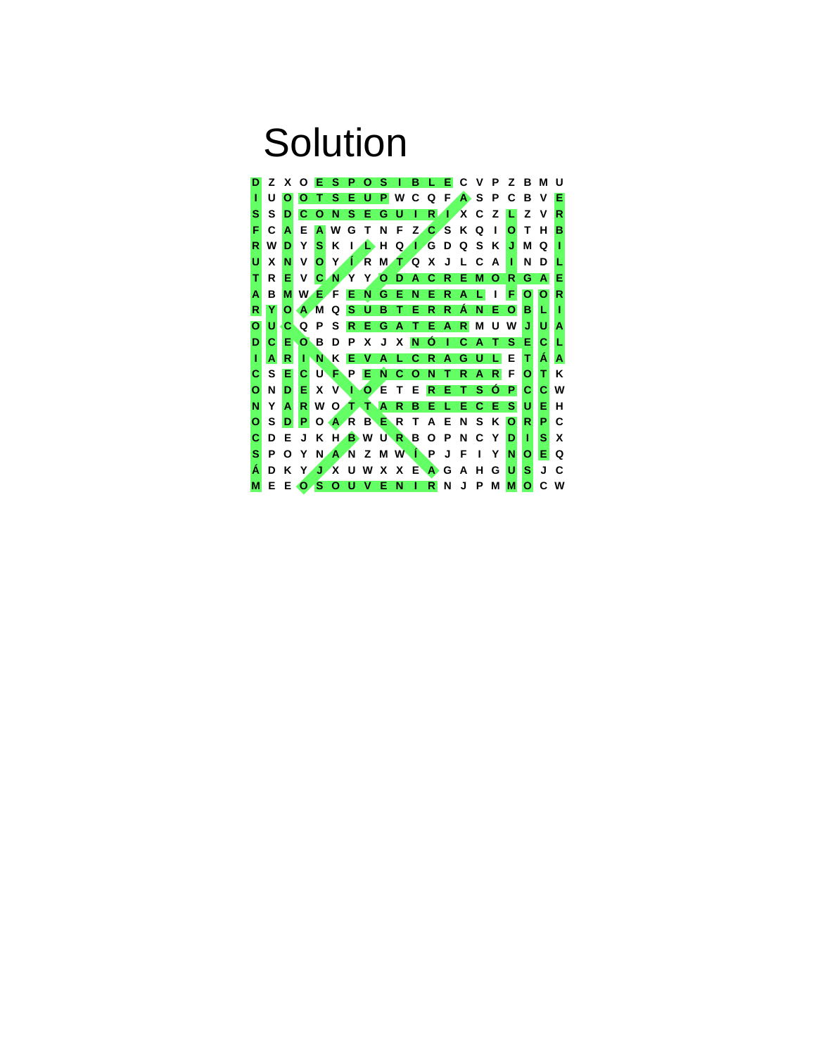# Solution

| | | | | | | | | | | | | | | | | | | | |
|---|---|---|---|---|---|---|---|---|---|---|---|---|---|---|---|---|---|---|---|
| D | Z | X | O | E | S | P | O | S | I | B | L | E | C | V | P | Z | B | M | U |
| I | U | O | O | T | S | E | U | P | W | C | Q | F | A | S | P | C | B | V | E |
| S | S | D | C | O | N | S | E | G | U | I | R | I | X | C | Z | L | Z | V | R |
| F | C | A | E | A | W | G | T | N | F | Z | C | S | K | Q | I | O | T | H | B |
| R | W | D | Y | S | K | I | L | H | Q | I | G | D | Q | S | K | J | M | Q | I |
| U | X | N | V | O | Y | Í | R | M | T | Q | X | J | L | C | A | I | N | D | L |
| T | R | E | V | C | N | Y | Y | O | D | A | C | R | E | M | O | R | G | A | E |
| A | B | M | W | E | F | E | N | G | E | N | E | R | A | L | I | F | O | O | R |
| R | Y | O | A | M | Q | S | U | B | T | E | R | R | Á | N | E | O | B | L | I |
| O | U | C | Q | P | S | R | E | G | A | T | E | A | R | M | U | W | J | U | A |
| D | C | E | O | B | D | P | X | J | X | N | Ó | I | C | A | T | S | E | C | L |
| I | A | R | I | N | K | E | V | A | L | C | R | A | G | U | L | E | T | Á | A |
| C | S | E | C | U | F | P | E | N | C | O | N | T | R | A | R | F | O | T | K |
| O | N | D | E | X | V | I | O | E | T | E | R | E | T | S | Ó | P | C | C | W |
| N | Y | A | R | W | O | T | T | A | R | B | E | L | E | C | E | S | U | E | H |
| O | S | D | P | O | A | R | B | E | R | T | A | E | N | S | K | O | R | P | C |
| C | D | E | J | K | H | B | W | U | R | B | O | P | N | C | Y | D | I | S | X |
| S | P | O | Y | N | A | N | Z | M | W | Í | P | J | F | I | Y | N | O | E | Q |
| Á | D | K | Y | J | X | U | W | X | X | E | A | G | A | H | G | U | S | J | C |
| M | E | E | O | S | O | U | V | E | N | I | R | N | J | P | M | M | O | C | W |